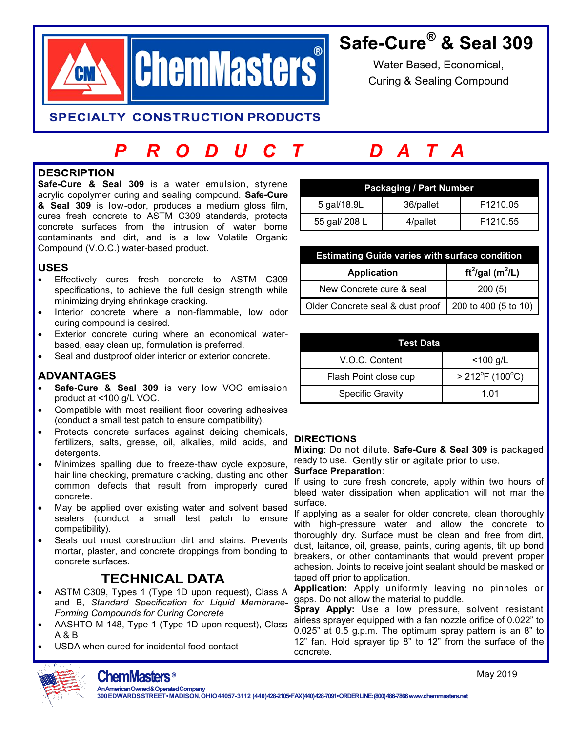# Safe-Cure® & Seal 309

Water Based, Economical, Curing & Sealing Compound

**ChemMasters®**

**SPECIALTY CONSTRUCTION PRODUCTS**

## P R O D U C T   D A T A

## DESCRIPTION

**Safe-Cure & Seal 309** is a water emulsion, styrene acrylic copolymer curing and sealing compound. **Safe-Cure & Seal 309** is low-odor, produces a medium gloss film, cures fresh concrete to ASTM C309 standards, protects concrete surfaces from the intrusion of water borne contaminants and dirt, and is a low Volatile Organic Compound (V.O.C.) water-based product.

## USES

- Effectively cures fresh concrete to ASTM C309 specifications, to achieve the full design strength while minimizing drying shrinkage cracking.
- Interior concrete where a non-flammable, low odor curing compound is desired.
- Exterior concrete curing where an economical water-based, easy clean up, formulation is preferred.
- Seal and dustproof older interior or exterior concrete.

## ADVANTAGES

- **Safe-Cure & Seal 309** is very low VOC emission product at <100 g/L VOC.
- Compatible with most resilient floor covering adhesives (conduct a small test patch to ensure compatibility).
- Protects concrete surfaces against deicing chemicals, fertilizers, salts, grease, oil, alkalies, mild acids, and detergents.
- Minimizes spalling due to freeze-thaw cycle exposure, hair line checking, premature cracking, dusting and other common defects that result from improperly cured concrete.
- May be applied over existing water and solvent based sealers (conduct a small test patch to ensure compatibility).
- Seals out most construction dirt and stains. Prevents mortar, plaster, and concrete droppings from bonding to concrete surfaces.

## TECHNICAL DATA

- ASTM C309, Types 1 (Type 1D upon request), Class A and B, *Standard Specification for Liquid Membrane-Forming Compounds for Curing Concrete*
- AASHTO M 148, Type 1 (Type 1D upon request), Class A & B
- USDA when cured for incidental food contact

| Packaging / Part Number | | |
|---|---|---|
| 5 gal/18.9L | 36/pallet | F1210.05 |
| 55 gal/ 208 L | 4/pallet | F1210.55 |

| Estimating Guide varies with surface condition | |
|---|---|
| **Application** | **ft²/gal (m²/L)** |
| New Concrete cure & seal | 200 (5) |
| Older Concrete seal & dust proof | 200 to 400 (5 to 10) |

| Test Data | |
|---|---|
| V.O.C. Content | <100 g/L |
| Flash Point close cup | > 212°F (100°C) |
| Specific Gravity | 1.01 |

## DIRECTIONS

**Mixing**: Do not dilute. **Safe-Cure & Seal 309** is packaged ready to use. Gently stir or agitate prior to use.

**Surface Preparation**:

If using to cure fresh concrete, apply within two hours of bleed water dissipation when application will not mar the surface.

If applying as a sealer for older concrete, clean thoroughly with high-pressure water and allow the concrete to thoroughly dry. Surface must be clean and free from dirt, dust, laitance, oil, grease, paints, curing agents, tilt up bond breakers, or other contaminants that would prevent proper adhesion. Joints to receive joint sealant should be masked or taped off prior to application.

**Application:** Apply uniformly leaving no pinholes or gaps. Do not allow the material to puddle.

**Spray Apply:** Use a low pressure, solvent resistant airless sprayer equipped with a fan nozzle orifice of 0.022" to 0.025" at 0.5 g.p.m. The optimum spray pattern is an 8" to 12" fan. Hold sprayer tip 8" to 12" from the surface of the concrete.

ChemMasters® An American Owned & Operated Company
300 EDWARDS STREET • MADISON, OHIO 44057-3112 (440)428-2105 • FAX (440)428-7091 • ORDER LINE: (800)486-7866 www.chemmasters.net

May 2019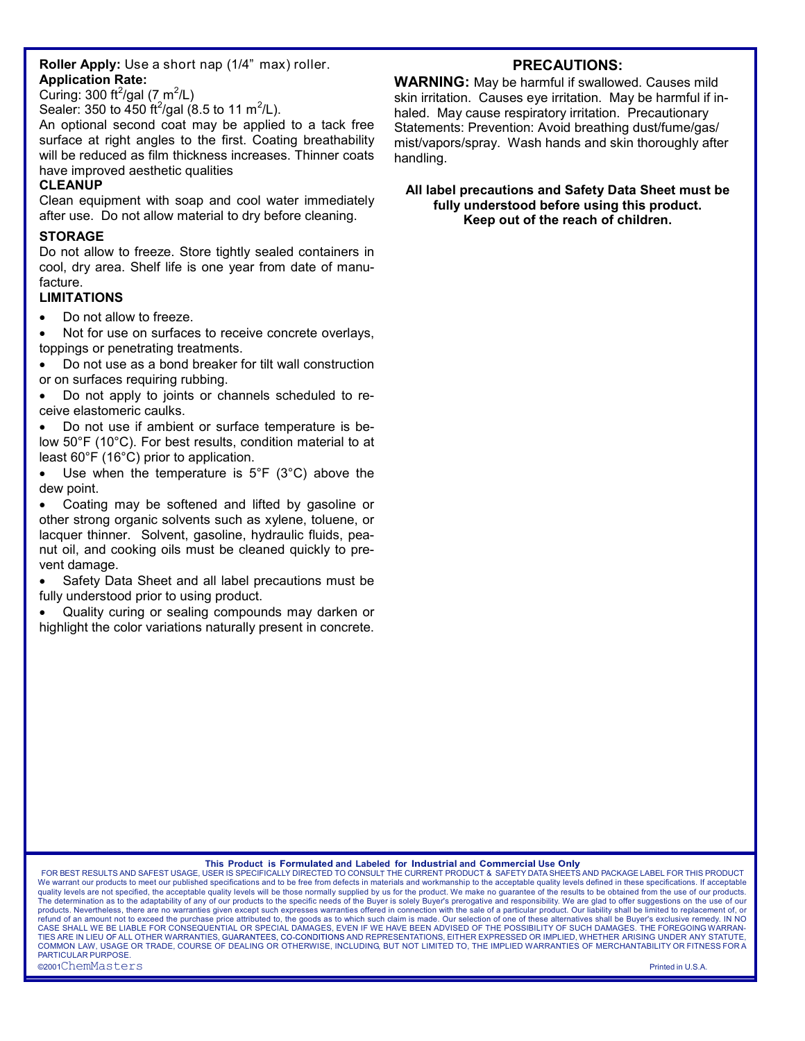**Roller Apply:** Use a short nap (1/4" max) roller.

**Application Rate:**

Curing: 300 $ft^2$/gal (7 $m^2$/L)

Sealer: 350 to 450 $ft^2$/gal (8.5 to 11 $m^2$/L).

An optional second coat may be applied to a tack free surface at right angles to the first. Coating breathability will be reduced as film thickness increases. Thinner coats have improved aesthetic qualities

### CLEANUP

Clean equipment with soap and cool water immediately after use. Do not allow material to dry before cleaning.

### STORAGE

Do not allow to freeze. Store tightly sealed containers in cool, dry area. Shelf life is one year from date of manufacture.

### LIMITATIONS

- Do not allow to freeze.
- Not for use on surfaces to receive concrete overlays, toppings or penetrating treatments.
- Do not use as a bond breaker for tilt wall construction or on surfaces requiring rubbing.
- Do not apply to joints or channels scheduled to receive elastomeric caulks.
- Do not use if ambient or surface temperature is below 50°F (10°C). For best results, condition material to at least 60°F (16°C) prior to application.
- Use when the temperature is 5°F (3°C) above the dew point.
- Coating may be softened and lifted by gasoline or other strong organic solvents such as xylene, toluene, or lacquer thinner. Solvent, gasoline, hydraulic fluids, peanut oil, and cooking oils must be cleaned quickly to prevent damage.
- Safety Data Sheet and all label precautions must be fully understood prior to using product.
- Quality curing or sealing compounds may darken or highlight the color variations naturally present in concrete.

## PRECAUTIONS:

**WARNING:** May be harmful if swallowed. Causes mild skin irritation. Causes eye irritation. May be harmful if inhaled. May cause respiratory irritation. Precautionary Statements: Prevention: Avoid breathing dust/fume/gas/mist/vapors/spray. Wash hands and skin thoroughly after handling.

**All label precautions and Safety Data Sheet must be fully understood before using this product. Keep out of the reach of children.**

**This Product is Formulated and Labeled for Industrial and Commercial Use Only**

FOR BEST RESULTS AND SAFEST USAGE, USER IS SPECIFICALLY DIRECTED TO CONSULT THE CURRENT PRODUCT & SAFETY DATA SHEETS AND PACKAGE LABEL FOR THIS PRODUCT We warrant our products to meet our published specifications and to be free from defects in materials and workmanship to the acceptable quality levels defined in these specifications. If acceptable quality levels are not specified, the acceptable quality levels will be those normally supplied by us for the product. We make no guarantee of the results to be obtained from the use of our products. The determination as to the adaptability of any of our products to the specific needs of the Buyer is solely Buyer's prerogative and responsibility. We are glad to offer suggestions on the use of our products. Nevertheless, there are no warranties given except such expresses warranties offered in connection with the sale of a particular product. Our liability shall be limited to replacement of, or refund of an amount not to exceed the purchase price attributed to, the goods as to which such claim is made. Our selection of one of these alternatives shall be Buyer's exclusive remedy. IN NO CASE SHALL WE BE LIABLE FOR CONSEQUENTIAL OR SPECIAL DAMAGES, EVEN IF WE HAVE BEEN ADVISED OF THE POSSIBILITY OF SUCH DAMAGES. THE FOREGOING WARRANTIES ARE IN LIEU OF ALL OTHER WARRANTIES, GUARANTEES, CO-CONDITIONS AND REPRESENTATIONS, EITHER EXPRESSED OR IMPLIED, WHETHER ARISING UNDER ANY STATUTE, COMMON LAW, USAGE OR TRADE, COURSE OF DEALING OR OTHERWISE, INCLUDING, BUT NOT LIMITED TO, THE IMPLIED WARRANTIES OF MERCHANTABILITY OR FITNESS FOR A PARTICULAR PURPOSE.

©2001ChemMasters

Printed in U.S.A.